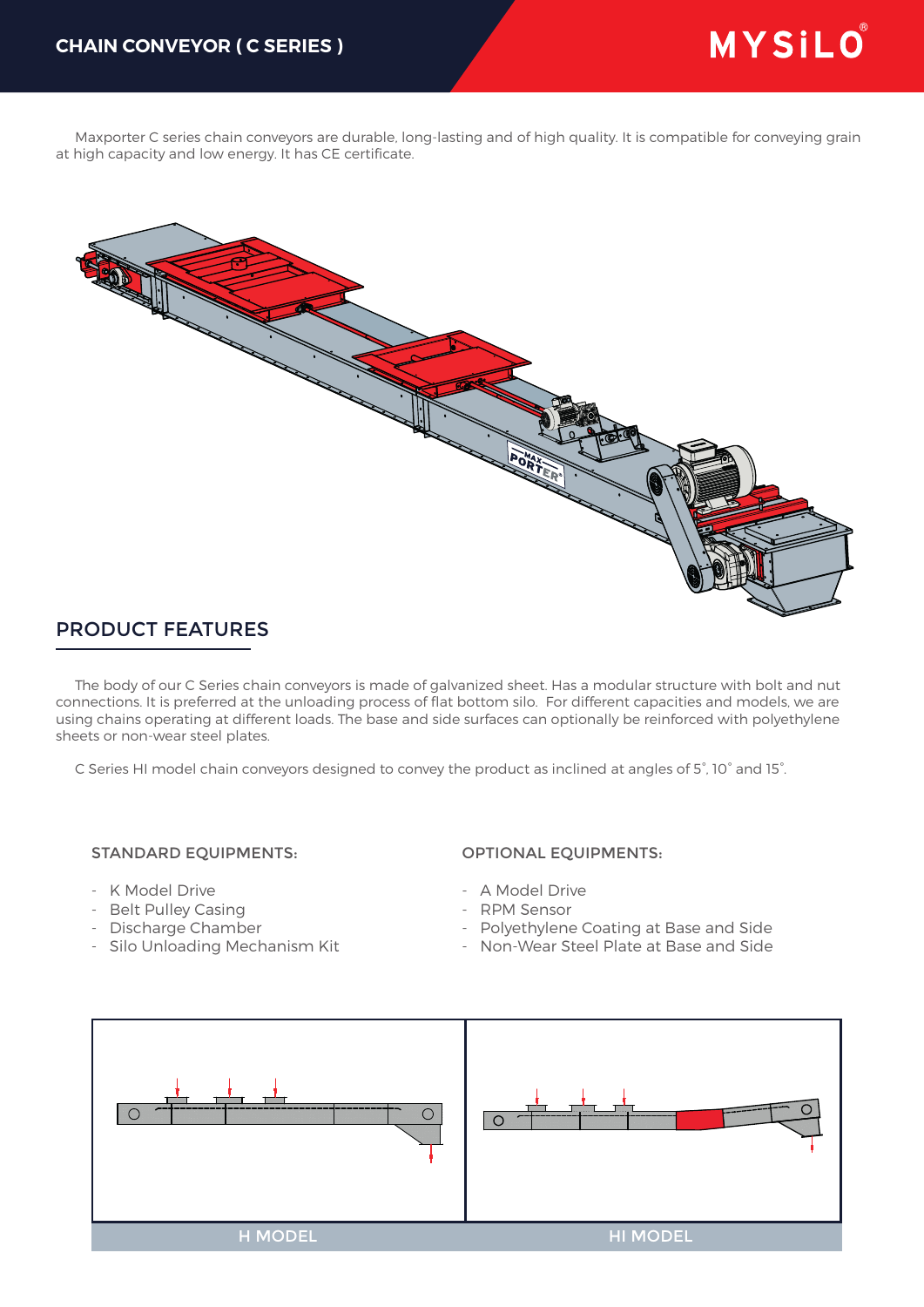# CHAIN CONVEYOR ( C SERIES )

Maxporter C series chain conveyors are durable, long-lasting and of high quality. It is compatible for conveying grain at high capacity and low energy. It has CE certificate.

## PRODUCT FEATURES

The body of our C Series chain conveyors is made of galvanized sheet. Has a modular structure with bolt and nut connections. It is preferred at the unloading process of flat bottom silo. For different capacities and models, we are using chains operating at different loads. The base and side surfaces can optionally be reinforced with polyethylene sheets or non-wear steel plates.

C Series HI model chain conveyors designed to convey the product as inclined at angles of 5˚, 10˚ and 15˚.

### STANDARD EQUIPMENTS:

- K Model Drive
- Belt Pulley Casing
- Discharge Chamber
- Silo Unloading Mechanism Kit

### OPTIONAL EQUIPMENTS:

- A Model Drive
- RPM Sensor
- Polyethylene Coating at Base and Side
- Non-Wear Steel Plate at Base and Side

H MODEL

HI MODEL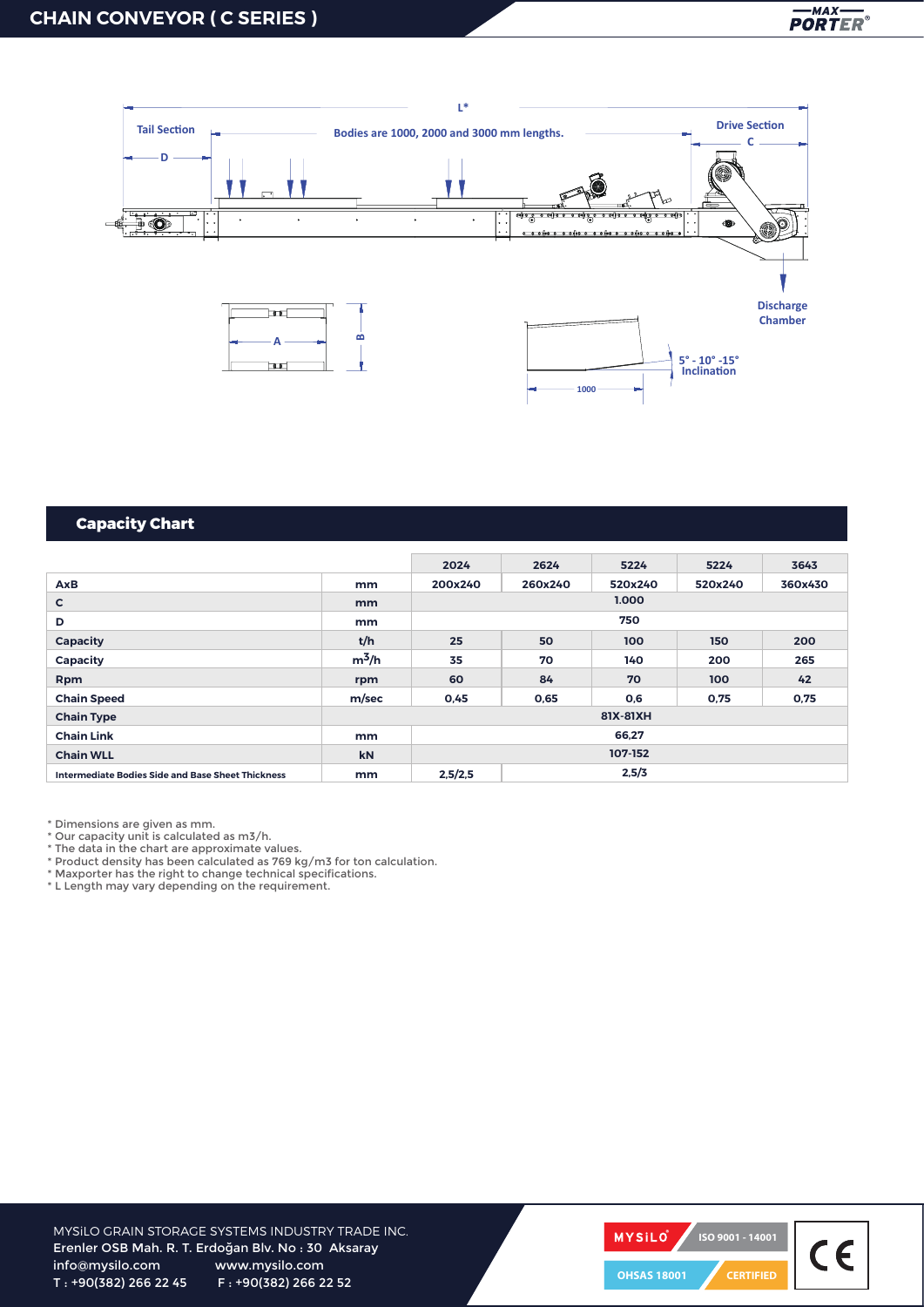# CHAIN CONVEYOR ( C SERIES )

L*

Tail Section

Bodies are 1000, 2000 and 3000 mm lengths.

Drive Section

C

D

Discharge Chamber

A

B

5° - 10° -15° Inclination

1000

## Capacity Chart

| | | 2024 | 2624 | 5224 | 5224 | 3643 |
|---|---|---|---|---|---|---|
| AxB | mm | 200x240 | 260x240 | 520x240 | 520x240 | 360x430 |
| C | mm | 1.000 | | | | |
| D | mm | 750 | | | | |
| Capacity | t/h | 25 | 50 | 100 | 150 | 200 |
| Capacity | $m^3/h$ | 35 | 70 | 140 | 200 | 265 |
| Rpm | rpm | 60 | 84 | 70 | 100 | 42 |
| Chain Speed | m/sec | 0,45 | 0,65 | 0,6 | 0,75 | 0,75 |
| Chain Type | | 81X-81XH | | | | |
| Chain Link | mm | 66,27 | | | | |
| Chain WLL | kN | 107-152 | | | | |
| Intermediate Bodies Side and Base Sheet Thickness | mm | 2,5/2,5 | 2,5/3 | | | |

* Dimensions are given as mm.
* Our capacity unit is calculated as m3/h.
* The data in the chart are approximate values.
* Product density has been calculated as 769 kg/m3 for ton calculation.
* Maxporter has the right to change technical specifications.
* L Length may vary depending on the requirement.

MYSiLO GRAIN STORAGE SYSTEMS INDUSTRY TRADE INC.
Erenler OSB Mah. R. T. Erdoğan Blv. No : 30 Aksaray
info@mysilo.com www.mysilo.com
T : +90(382) 266 22 45 F : +90(382) 266 22 52

MYSiLO ISO 9001 - 14001 OHSAS 18001 CERTIFIED